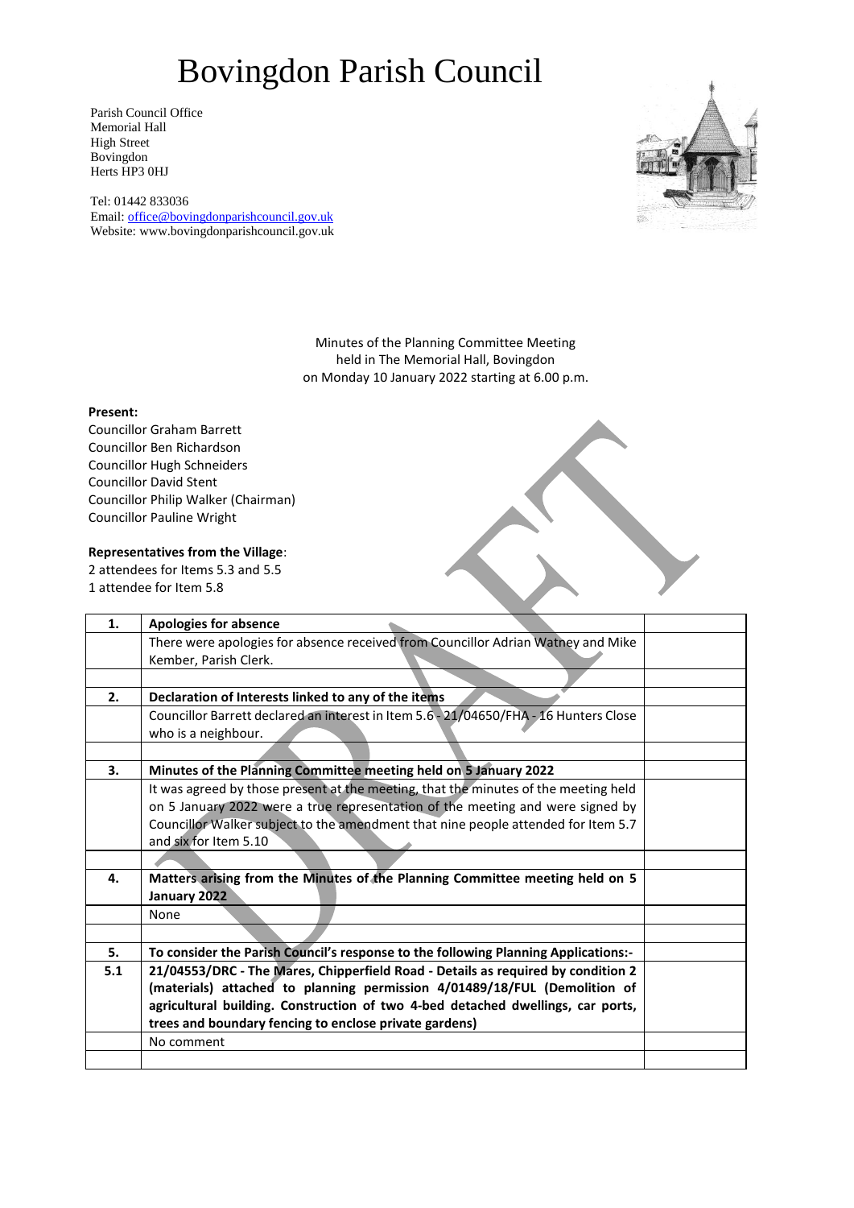# Bovingdon Parish Council

Parish Council Office
Memorial Hall
High Street
Bovingdon
Herts HP3 0HJ

Tel: 01442 833036
Email: office@bovingdonparishcouncil.gov.uk
Website: www.bovingdonparishcouncil.gov.uk

Minutes of the Planning Committee Meeting
held in The Memorial Hall, Bovingdon
on Monday 10 January 2022 starting at 6.00 p.m.

**Present:**
Councillor Graham Barrett
Councillor Ben Richardson
Councillor Hugh Schneiders
Councillor David Stent
Councillor Philip Walker (Chairman)
Councillor Pauline Wright

**Representatives from the Village**:
2 attendees for Items 5.3 and 5.5
1 attendee for Item 5.8

| | | |
|---|---|---|
| **1.** | **Apologies for absence** | |
| | There were apologies for absence received from Councillor Adrian Watney and Mike Kember, Parish Clerk. | |
| | | |
| **2.** | **Declaration of Interests linked to any of the items** | |
| | Councillor Barrett declared an interest in Item 5.6 - 21/04650/FHA - 16 Hunters Close who is a neighbour. | |
| | | |
| **3.** | **Minutes of the Planning Committee meeting held on 5 January 2022** | |
| | It was agreed by those present at the meeting, that the minutes of the meeting held on 5 January 2022 were a true representation of the meeting and were signed by Councillor Walker subject to the amendment that nine people attended for Item 5.7 and six for Item 5.10 | |
| | | |
| **4.** | **Matters arising from the Minutes of the Planning Committee meeting held on 5 January 2022** | |
| | None | |
| | | |
| **5.** | **To consider the Parish Council's response to the following Planning Applications:-** | |
| **5.1** | **21/04553/DRC - The Mares, Chipperfield Road - Details as required by condition 2 (materials) attached to planning permission 4/01489/18/FUL (Demolition of agricultural building. Construction of two 4-bed detached dwellings, car ports, trees and boundary fencing to enclose private gardens)** | |
| | No comment | |
| | | |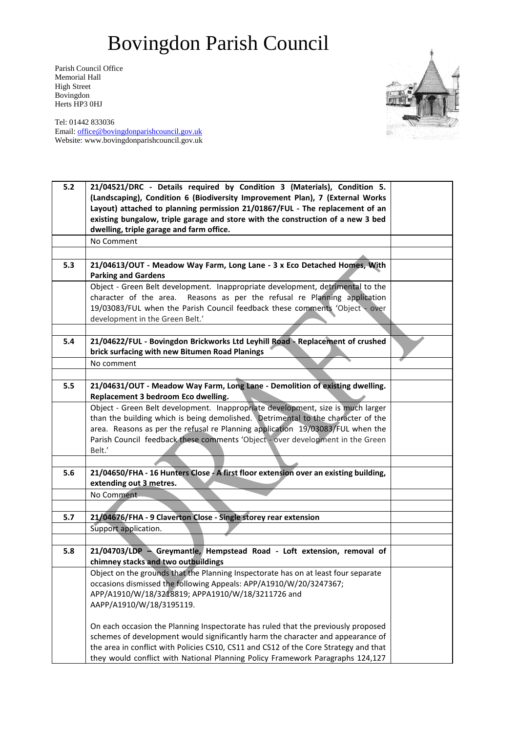# Bovingdon Parish Council

Parish Council Office
Memorial Hall
High Street
Bovingdon
Herts HP3 0HJ

Tel: 01442 833036
Email: office@bovingdonparishcouncil.gov.uk
Website: www.bovingdonparishcouncil.gov.uk

| | | |
|---|---|---|
| **5.2** | **21/04521/DRC - Details required by Condition 3 (Materials), Condition 5. (Landscaping), Condition 6 (Biodiversity Improvement Plan), 7 (External Works Layout) attached to planning permission 21/01867/FUL - The replacement of an existing bungalow, triple garage and store with the construction of a new 3 bed dwelling, triple garage and farm office.** | |
| | No Comment | |
| | | |
| **5.3** | **21/04613/OUT - Meadow Way Farm, Long Lane - 3 x Eco Detached Homes, With Parking and Gardens** | |
| | Object - Green Belt development. Inappropriate development, detrimental to the character of the area. Reasons as per the refusal re Planning application 19/03083/FUL when the Parish Council feedback these comments 'Object - over development in the Green Belt.' | |
| | | |
| **5.4** | **21/04622/FUL - Bovingdon Brickworks Ltd Leyhill Road - Replacement of crushed brick surfacing with new Bitumen Road Planings** | |
| | No comment | |
| | | |
| **5.5** | **21/04631/OUT - Meadow Way Farm, Long Lane - Demolition of existing dwelling. Replacement 3 bedroom Eco dwelling.** | |
| | Object - Green Belt development. Inappropriate development, size is much larger than the building which is being demolished. Detrimental to the character of the area. Reasons as per the refusal re Planning application 19/03083/FUL when the Parish Council feedback these comments 'Object - over development in the Green Belt.' | |
| | | |
| **5.6** | **21/04650/FHA - 16 Hunters Close - A first floor extension over an existing building, extending out 3 metres.** | |
| | No Comment | |
| | | |
| **5.7** | **21/04676/FHA - 9 Claverton Close - Single storey rear extension** | |
| | Support application. | |
| | | |
| **5.8** | **21/04703/LDP – Greymantle, Hempstead Road - Loft extension, removal of chimney stacks and two outbuildings** | |
| | Object on the grounds that the Planning Inspectorate has on at least four separate occasions dismissed the following Appeals: APP/A1910/W/20/3247367; APP/A1910/W/18/3218819; APPA1910/W/18/3211726 and AAPP/A1910/W/18/3195119.<br><br>On each occasion the Planning Inspectorate has ruled that the previously proposed schemes of development would significantly harm the character and appearance of the area in conflict with Policies CS10, CS11 and CS12 of the Core Strategy and that they would conflict with National Planning Policy Framework Paragraphs 124,127 | |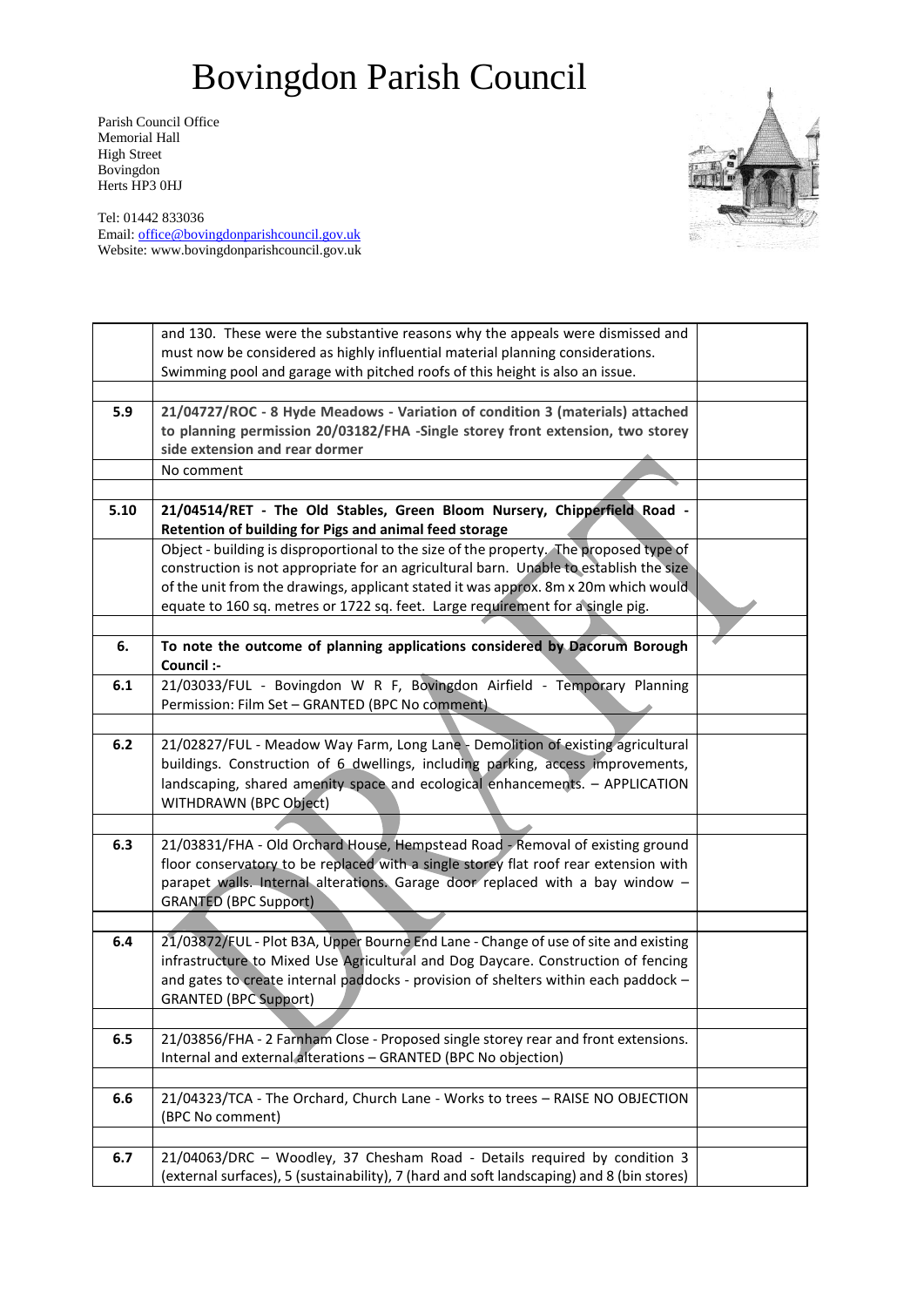# Bovingdon Parish Council

Parish Council Office
Memorial Hall
High Street
Bovingdon
Herts HP3 0HJ

Tel: 01442 833036
Email: office@bovingdonparishcouncil.gov.uk
Website: www.bovingdonparishcouncil.gov.uk

| | | |
|---|---|---|
| | and 130. These were the substantive reasons why the appeals were dismissed and must now be considered as highly influential material planning considerations. Swimming pool and garage with pitched roofs of this height is also an issue. | |
| | | |
| **5.9** | **21/04727/ROC - 8 Hyde Meadows - Variation of condition 3 (materials) attached to planning permission 20/03182/FHA -Single storey front extension, two storey side extension and rear dormer** | |
| | No comment | |
| | | |
| **5.10** | **21/04514/RET - The Old Stables, Green Bloom Nursery, Chipperfield Road - Retention of building for Pigs and animal feed storage** | |
| | Object - building is disproportional to the size of the property. The proposed type of construction is not appropriate for an agricultural barn. Unable to establish the size of the unit from the drawings, applicant stated it was approx. 8m x 20m which would equate to 160 sq. metres or 1722 sq. feet. Large requirement for a single pig. | |
| | | |
| **6.** | **To note the outcome of planning applications considered by Dacorum Borough Council :-** | |
| **6.1** | 21/03033/FUL - Bovingdon W R F, Bovingdon Airfield - Temporary Planning Permission: Film Set – GRANTED (BPC No comment) | |
| | | |
| **6.2** | 21/02827/FUL - Meadow Way Farm, Long Lane - Demolition of existing agricultural buildings. Construction of 6 dwellings, including parking, access improvements, landscaping, shared amenity space and ecological enhancements. – APPLICATION WITHDRAWN (BPC Object) | |
| | | |
| **6.3** | 21/03831/FHA - Old Orchard House, Hempstead Road - Removal of existing ground floor conservatory to be replaced with a single storey flat roof rear extension with parapet walls. Internal alterations. Garage door replaced with a bay window – GRANTED (BPC Support) | |
| | | |
| **6.4** | 21/03872/FUL - Plot B3A, Upper Bourne End Lane - Change of use of site and existing infrastructure to Mixed Use Agricultural and Dog Daycare. Construction of fencing and gates to create internal paddocks - provision of shelters within each paddock – GRANTED (BPC Support) | |
| | | |
| **6.5** | 21/03856/FHA - 2 Farnham Close - Proposed single storey rear and front extensions. Internal and external alterations – GRANTED (BPC No objection) | |
| | | |
| **6.6** | 21/04323/TCA - The Orchard, Church Lane - Works to trees – RAISE NO OBJECTION (BPC No comment) | |
| | | |
| **6.7** | 21/04063/DRC – Woodley, 37 Chesham Road - Details required by condition 3 (external surfaces), 5 (sustainability), 7 (hard and soft landscaping) and 8 (bin stores) | |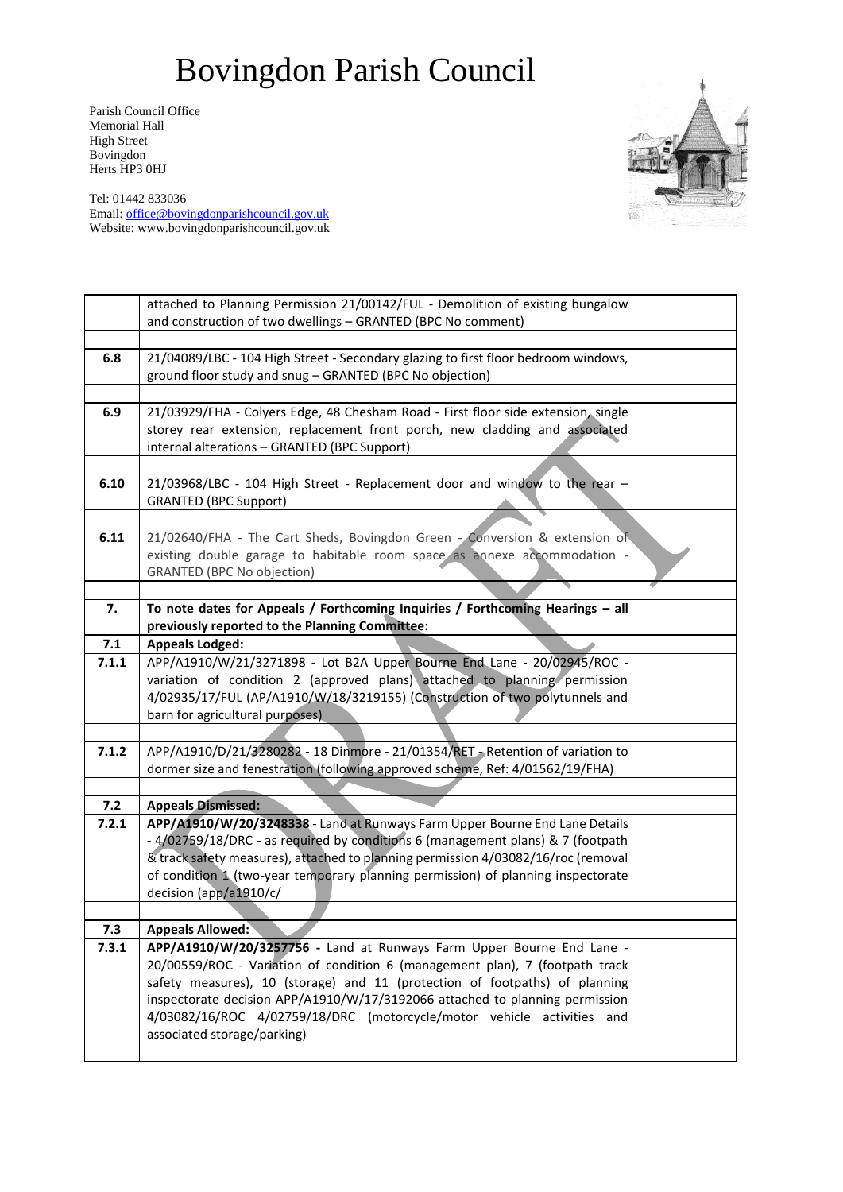# Bovingdon Parish Council

Parish Council Office
Memorial Hall
High Street
Bovingdon
Herts HP3 0HJ

Tel: 01442 833036
Email: office@bovingdonparishcouncil.gov.uk
Website: www.bovingdonparishcouncil.gov.uk

| | | |
|---|---|---|
| | attached to Planning Permission 21/00142/FUL - Demolition of existing bungalow and construction of two dwellings – GRANTED (BPC No comment) | |
| | | |
| **6.8** | 21/04089/LBC - 104 High Street - Secondary glazing to first floor bedroom windows, ground floor study and snug – GRANTED (BPC No objection) | |
| | | |
| **6.9** | 21/03929/FHA - Colyers Edge, 48 Chesham Road - First floor side extension, single storey rear extension, replacement front porch, new cladding and associated internal alterations – GRANTED (BPC Support) | |
| | | |
| **6.10** | 21/03968/LBC - 104 High Street - Replacement door and window to the rear – GRANTED (BPC Support) | |
| | | |
| **6.11** | 21/02640/FHA - The Cart Sheds, Bovingdon Green - Conversion & extension of existing double garage to habitable room space as annexe accommodation - GRANTED (BPC No objection) | |
| | | |
| **7.** | **To note dates for Appeals / Forthcoming Inquiries / Forthcoming Hearings – all previously reported to the Planning Committee:** | |
| **7.1** | **Appeals Lodged:** | |
| **7.1.1** | APP/A1910/W/21/3271898 - Lot B2A Upper Bourne End Lane - 20/02945/ROC - variation of condition 2 (approved plans) attached to planning permission 4/02935/17/FUL (AP/A1910/W/18/3219155) (Construction of two polytunnels and barn for agricultural purposes) | |
| | | |
| **7.1.2** | APP/A1910/D/21/3280282 - 18 Dinmore - 21/01354/RET - Retention of variation to dormer size and fenestration (following approved scheme, Ref: 4/01562/19/FHA) | |
| | | |
| **7.2** | **Appeals Dismissed:** | |
| **7.2.1** | **APP/A1910/W/20/3248338** - Land at Runways Farm Upper Bourne End Lane Details - 4/02759/18/DRC - as required by conditions 6 (management plans) & 7 (footpath & track safety measures), attached to planning permission 4/03082/16/roc (removal of condition 1 (two-year temporary planning permission) of planning inspectorate decision (app/a1910/c/ | |
| | | |
| **7.3** | **Appeals Allowed:** | |
| **7.3.1** | **APP/A1910/W/20/3257756 -** Land at Runways Farm Upper Bourne End Lane - 20/00559/ROC - Variation of condition 6 (management plan), 7 (footpath track safety measures), 10 (storage) and 11 (protection of footpaths) of planning inspectorate decision APP/A1910/W/17/3192066 attached to planning permission 4/03082/16/ROC 4/02759/18/DRC (motorcycle/motor vehicle activities and associated storage/parking) | |
| | | |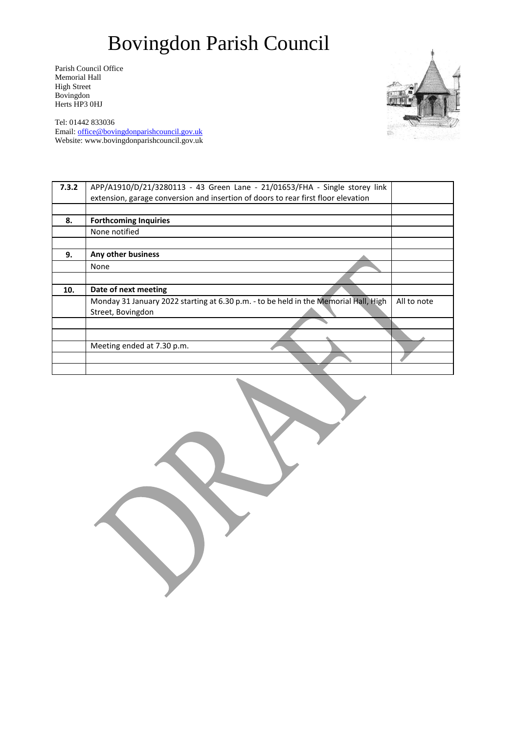# Bovingdon Parish Council

Parish Council Office
Memorial Hall
High Street
Bovingdon
Herts HP3 0HJ

Tel: 01442 833036
Email: office@bovingdonparishcouncil.gov.uk
Website: www.bovingdonparishcouncil.gov.uk

| | | |
|---|---|---|
| **7.3.2** | APP/A1910/D/21/3280113 - 43 Green Lane - 21/01653/FHA - Single storey link extension, garage conversion and insertion of doors to rear first floor elevation | |
| | | |
| **8.** | **Forthcoming Inquiries** | |
| | None notified | |
| | | |
| **9.** | **Any other business** | |
| | None | |
| | | |
| **10.** | **Date of next meeting** | |
| | Monday 31 January 2022 starting at 6.30 p.m. - to be held in the Memorial Hall, High Street, Bovingdon | All to note |
| | | |
| | | |
| | Meeting ended at 7.30 p.m. | |
| | | |
| | | |

DRAFT